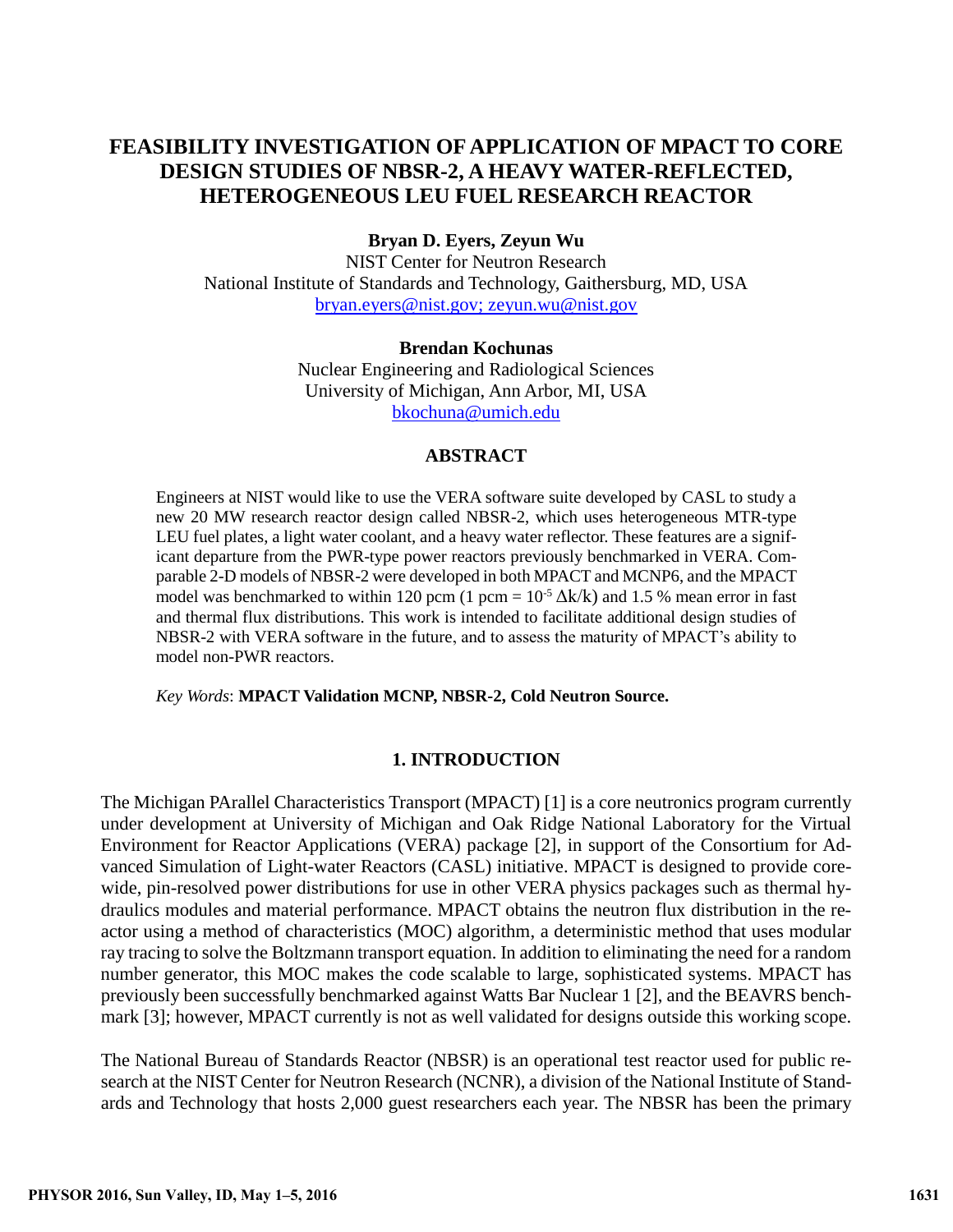# FEASIBILITY INVESTIGATION OF APPLICATION OF MPACT TO CORE DESIGN STUDIES OF NBSR-2, A HEAVY WATER-REFLECTED, HETEROGENEOUS LEU FUEL RESEARCH REACTOR

**Bryan D. Eyers, Zeyun Wu**
NIST Center for Neutron Research
National Institute of Standards and Technology, Gaithersburg, MD, USA
bryan.eyers@nist.gov; zeyun.wu@nist.gov

**Brendan Kochunas**
Nuclear Engineering and Radiological Sciences
University of Michigan, Ann Arbor, MI, USA
bkochuna@umich.edu

## ABSTRACT

Engineers at NIST would like to use the VERA software suite developed by CASL to study a new 20 MW research reactor design called NBSR-2, which uses heterogeneous MTR-type LEU fuel plates, a light water coolant, and a heavy water reflector. These features are a significant departure from the PWR-type power reactors previously benchmarked in VERA. Comparable 2-D models of NBSR-2 were developed in both MPACT and MCNP6, and the MPACT model was benchmarked to within 120 pcm (1 pcm = $10^{-5}$ $\Delta k/k$) and 1.5 % mean error in fast and thermal flux distributions. This work is intended to facilitate additional design studies of NBSR-2 with VERA software in the future, and to assess the maturity of MPACT's ability to model non-PWR reactors.

*Key Words*: **MPACT Validation MCNP, NBSR-2, Cold Neutron Source.**

## 1. INTRODUCTION

The Michigan PArallel Characteristics Transport (MPACT) [1] is a core neutronics program currently under development at University of Michigan and Oak Ridge National Laboratory for the Virtual Environment for Reactor Applications (VERA) package [2], in support of the Consortium for Advanced Simulation of Light-water Reactors (CASL) initiative. MPACT is designed to provide core-wide, pin-resolved power distributions for use in other VERA physics packages such as thermal hydraulics modules and material performance. MPACT obtains the neutron flux distribution in the reactor using a method of characteristics (MOC) algorithm, a deterministic method that uses modular ray tracing to solve the Boltzmann transport equation. In addition to eliminating the need for a random number generator, this MOC makes the code scalable to large, sophisticated systems. MPACT has previously been successfully benchmarked against Watts Bar Nuclear 1 [2], and the BEAVRS benchmark [3]; however, MPACT currently is not as well validated for designs outside this working scope.

The National Bureau of Standards Reactor (NBSR) is an operational test reactor used for public research at the NIST Center for Neutron Research (NCNR), a division of the National Institute of Standards and Technology that hosts 2,000 guest researchers each year. The NBSR has been the primary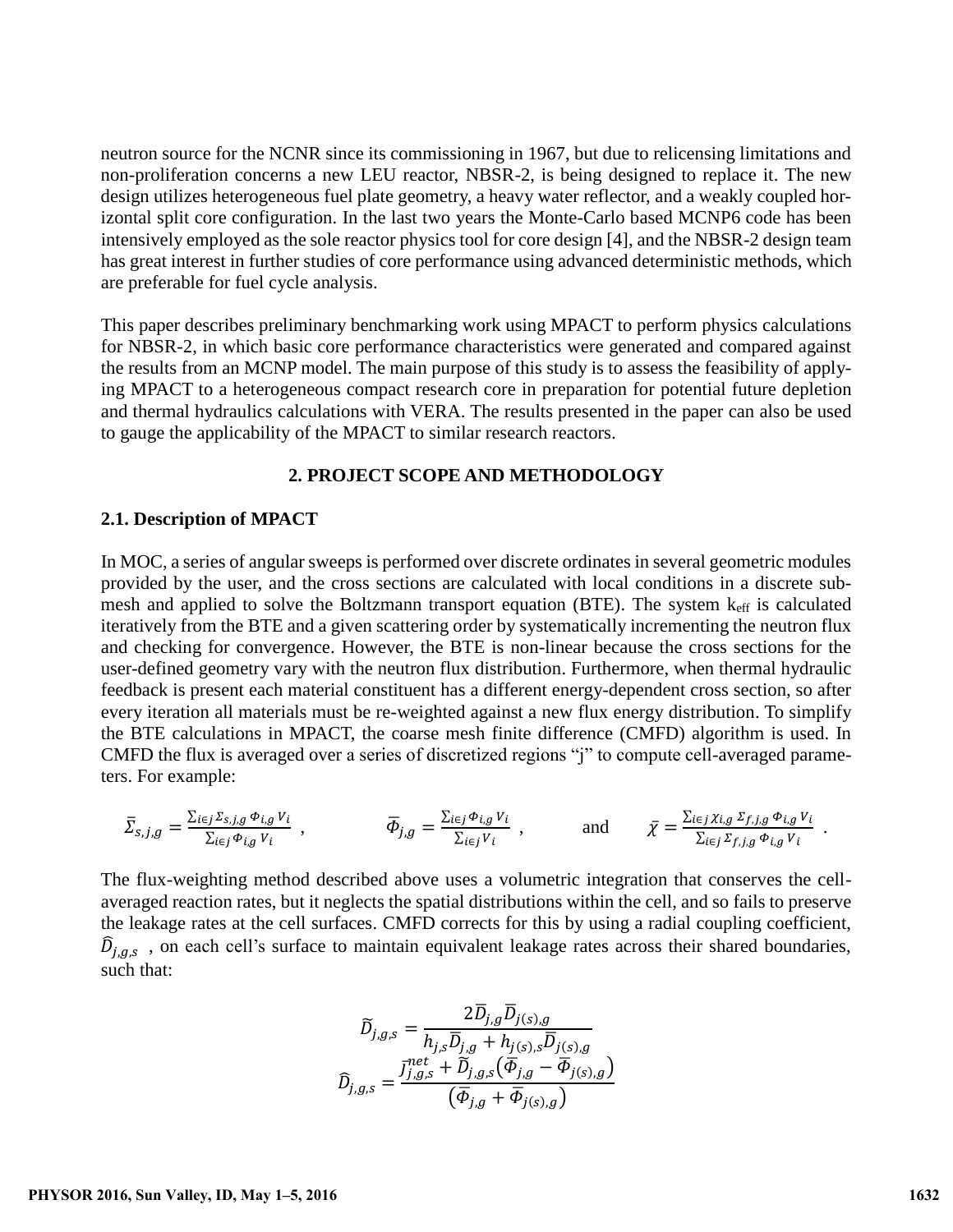neutron source for the NCNR since its commissioning in 1967, but due to relicensing limitations and non-proliferation concerns a new LEU reactor, NBSR-2, is being designed to replace it. The new design utilizes heterogeneous fuel plate geometry, a heavy water reflector, and a weakly coupled horizontal split core configuration. In the last two years the Monte-Carlo based MCNP6 code has been intensively employed as the sole reactor physics tool for core design [4], and the NBSR-2 design team has great interest in further studies of core performance using advanced deterministic methods, which are preferable for fuel cycle analysis.

This paper describes preliminary benchmarking work using MPACT to perform physics calculations for NBSR-2, in which basic core performance characteristics were generated and compared against the results from an MCNP model. The main purpose of this study is to assess the feasibility of applying MPACT to a heterogeneous compact research core in preparation for potential future depletion and thermal hydraulics calculations with VERA. The results presented in the paper can also be used to gauge the applicability of the MPACT to similar research reactors.

## 2. PROJECT SCOPE AND METHODOLOGY

### 2.1. Description of MPACT

In MOC, a series of angular sweeps is performed over discrete ordinates in several geometric modules provided by the user, and the cross sections are calculated with local conditions in a discrete submesh and applied to solve the Boltzmann transport equation (BTE). The system $k_{eff}$ is calculated iteratively from the BTE and a given scattering order by systematically incrementing the neutron flux and checking for convergence. However, the BTE is non-linear because the cross sections for the user-defined geometry vary with the neutron flux distribution. Furthermore, when thermal hydraulic feedback is present each material constituent has a different energy-dependent cross section, so after every iteration all materials must be re-weighted against a new flux energy distribution. To simplify the BTE calculations in MPACT, the coarse mesh finite difference (CMFD) algorithm is used. In CMFD the flux is averaged over a series of discretized regions "j" to compute cell-averaged parameters. For example:

$$\bar{\Sigma}_{s,j,g} = \frac{\sum_{i\in j} \Sigma_{s,j,g}\,\Phi_{i,g}\,V_i}{\sum_{i\in j} \Phi_{i,g}\,V_i}\ , \qquad \bar{\Phi}_{j,g} = \frac{\sum_{i\in j} \Phi_{i,g}\,V_i}{\sum_{i\in j} V_i}\ , \qquad \text{and} \qquad \bar{\chi} = \frac{\sum_{i\in j} \chi_{i,g}\,\Sigma_{f,j,g}\,\Phi_{i,g}\,V_i}{\sum_{i\in j} \Sigma_{f,j,g}\,\Phi_{i,g}\,V_i}\ .$$

The flux-weighting method described above uses a volumetric integration that conserves the cell-averaged reaction rates, but it neglects the spatial distributions within the cell, and so fails to preserve the leakage rates at the cell surfaces. CMFD corrects for this by using a radial coupling coefficient, $\widehat{D}_{j,g,s}$ , on each cell's surface to maintain equivalent leakage rates across their shared boundaries, such that:

$$\widetilde{D}_{j,g,s} = \frac{2\bar{D}_{j,g}\bar{D}_{j(s),g}}{h_{j,s}\bar{D}_{j,g} + h_{j(s),s}\bar{D}_{j(s),g}}$$

$$\widehat{D}_{j,g,s} = \frac{\bar{J}^{net}_{j,g,s} + \widetilde{D}_{j,g,s}\left(\bar{\Phi}_{j,g} - \bar{\Phi}_{j(s),g}\right)}{\left(\bar{\Phi}_{j,g} + \bar{\Phi}_{j(s),g}\right)}$$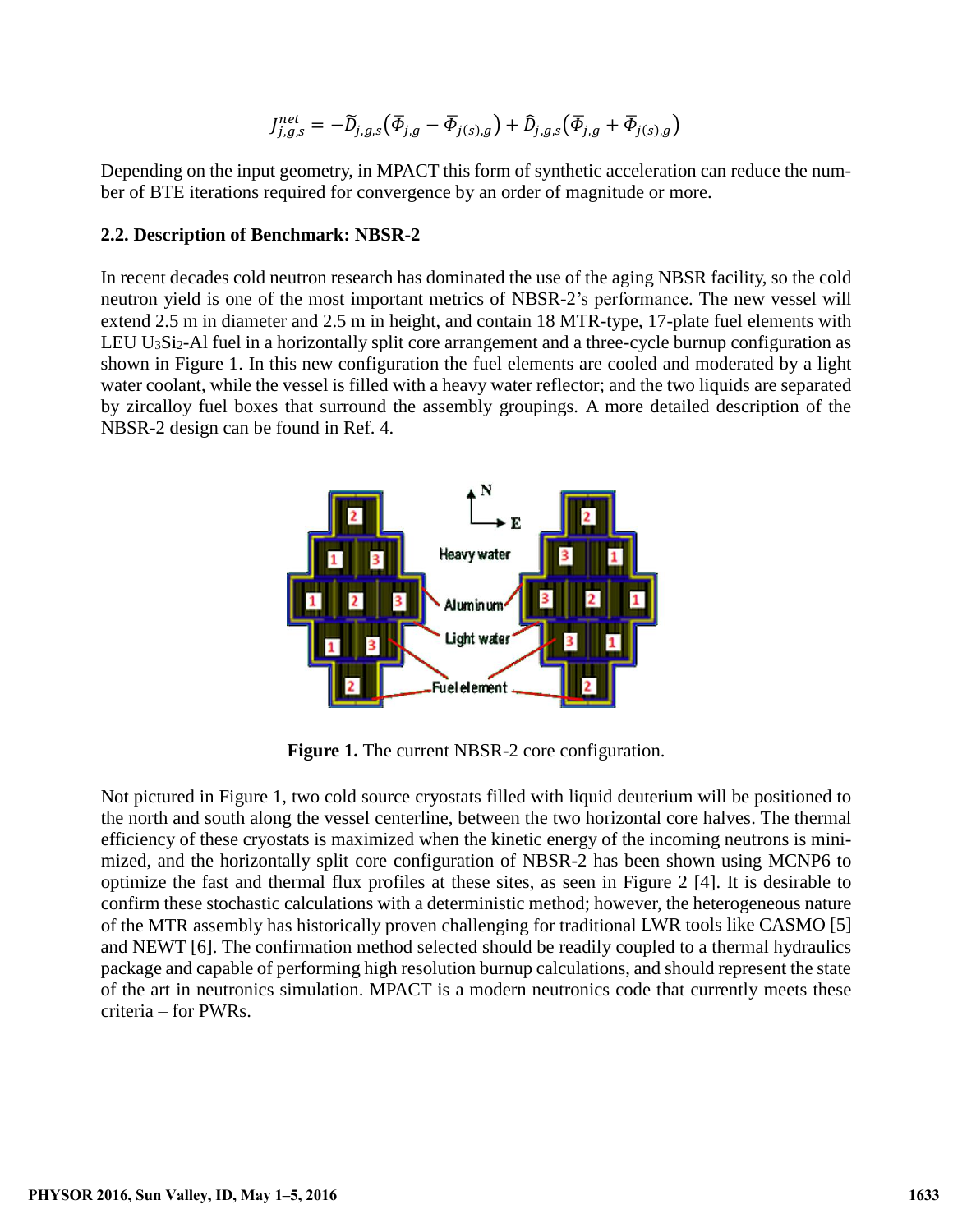$$J_{j,g,s}^{net} = -\widetilde{D}_{j,g,s}\left(\overline{\Phi}_{j,g} - \overline{\Phi}_{j(s),g}\right) + \widehat{D}_{j,g,s}\left(\overline{\Phi}_{j,g} + \overline{\Phi}_{j(s),g}\right)$$

Depending on the input geometry, in MPACT this form of synthetic acceleration can reduce the number of BTE iterations required for convergence by an order of magnitude or more.

### 2.2. Description of Benchmark: NBSR-2

In recent decades cold neutron research has dominated the use of the aging NBSR facility, so the cold neutron yield is one of the most important metrics of NBSR-2's performance. The new vessel will extend 2.5 m in diameter and 2.5 m in height, and contain 18 MTR-type, 17-plate fuel elements with LEU $U_3Si_2$-Al fuel in a horizontally split core arrangement and a three-cycle burnup configuration as shown in Figure 1. In this new configuration the fuel elements are cooled and moderated by a light water coolant, while the vessel is filled with a heavy water reflector; and the two liquids are separated by zircalloy fuel boxes that surround the assembly groupings. A more detailed description of the NBSR-2 design can be found in Ref. 4.

**Figure 1.** The current NBSR-2 core configuration.

Not pictured in Figure 1, two cold source cryostats filled with liquid deuterium will be positioned to the north and south along the vessel centerline, between the two horizontal core halves. The thermal efficiency of these cryostats is maximized when the kinetic energy of the incoming neutrons is minimized, and the horizontally split core configuration of NBSR-2 has been shown using MCNP6 to optimize the fast and thermal flux profiles at these sites, as seen in Figure 2 [4]. It is desirable to confirm these stochastic calculations with a deterministic method; however, the heterogeneous nature of the MTR assembly has historically proven challenging for traditional LWR tools like CASMO [5] and NEWT [6]. The confirmation method selected should be readily coupled to a thermal hydraulics package and capable of performing high resolution burnup calculations, and should represent the state of the art in neutronics simulation. MPACT is a modern neutronics code that currently meets these criteria – for PWRs.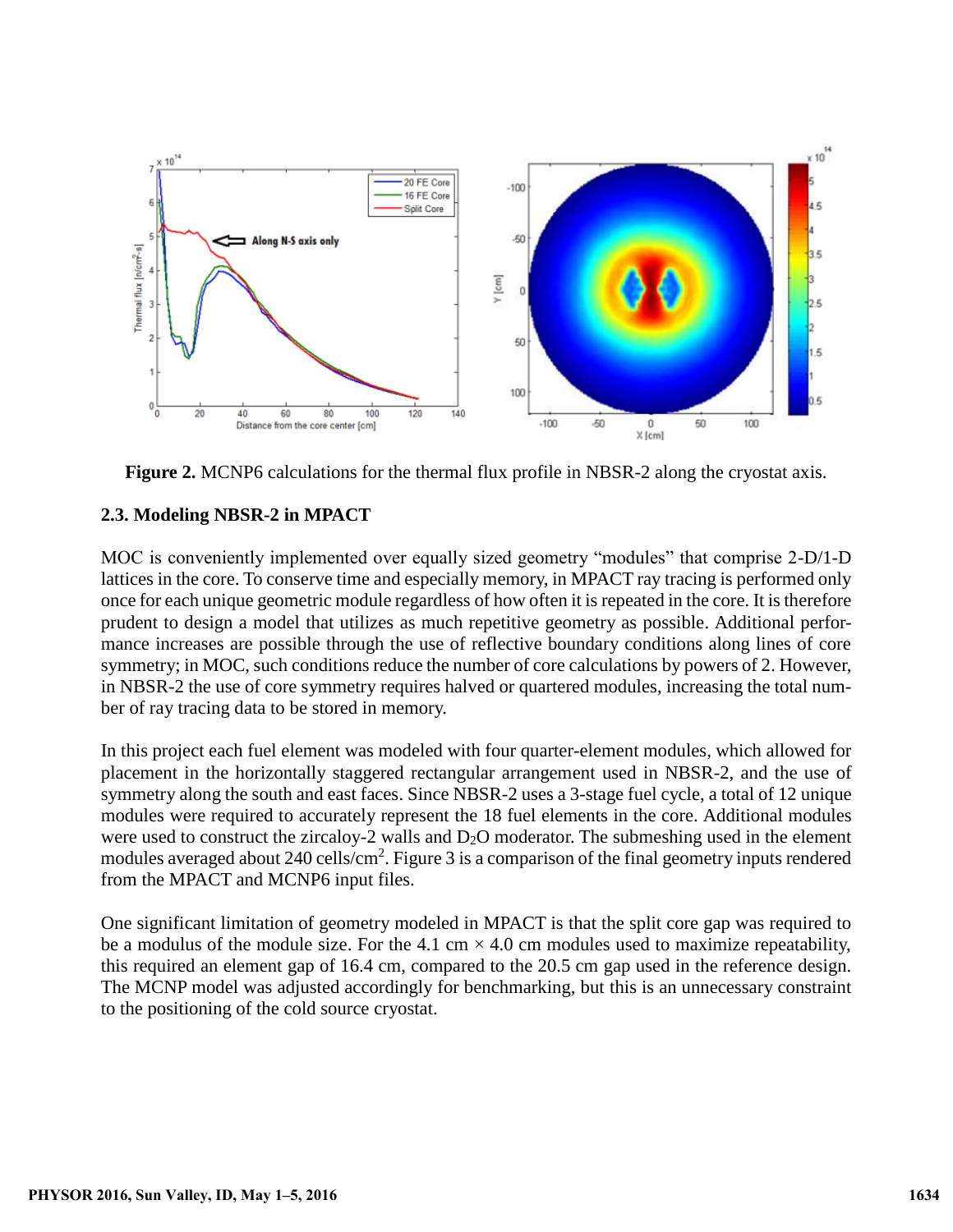**Figure 2.** MCNP6 calculations for the thermal flux profile in NBSR-2 along the cryostat axis.

### 2.3. Modeling NBSR-2 in MPACT

MOC is conveniently implemented over equally sized geometry "modules" that comprise 2-D/1-D lattices in the core. To conserve time and especially memory, in MPACT ray tracing is performed only once for each unique geometric module regardless of how often it is repeated in the core. It is therefore prudent to design a model that utilizes as much repetitive geometry as possible. Additional performance increases are possible through the use of reflective boundary conditions along lines of core symmetry; in MOC, such conditions reduce the number of core calculations by powers of 2. However, in NBSR-2 the use of core symmetry requires halved or quartered modules, increasing the total number of ray tracing data to be stored in memory.

In this project each fuel element was modeled with four quarter-element modules, which allowed for placement in the horizontally staggered rectangular arrangement used in NBSR-2, and the use of symmetry along the south and east faces. Since NBSR-2 uses a 3-stage fuel cycle, a total of 12 unique modules were required to accurately represent the 18 fuel elements in the core. Additional modules were used to construct the zircaloy-2 walls and $D_2O$ moderator. The submeshing used in the element modules averaged about 240 cells/cm$^2$. Figure 3 is a comparison of the final geometry inputs rendered from the MPACT and MCNP6 input files.

One significant limitation of geometry modeled in MPACT is that the split core gap was required to be a modulus of the module size. For the 4.1 cm $\times$ 4.0 cm modules used to maximize repeatability, this required an element gap of 16.4 cm, compared to the 20.5 cm gap used in the reference design. The MCNP model was adjusted accordingly for benchmarking, but this is an unnecessary constraint to the positioning of the cold source cryostat.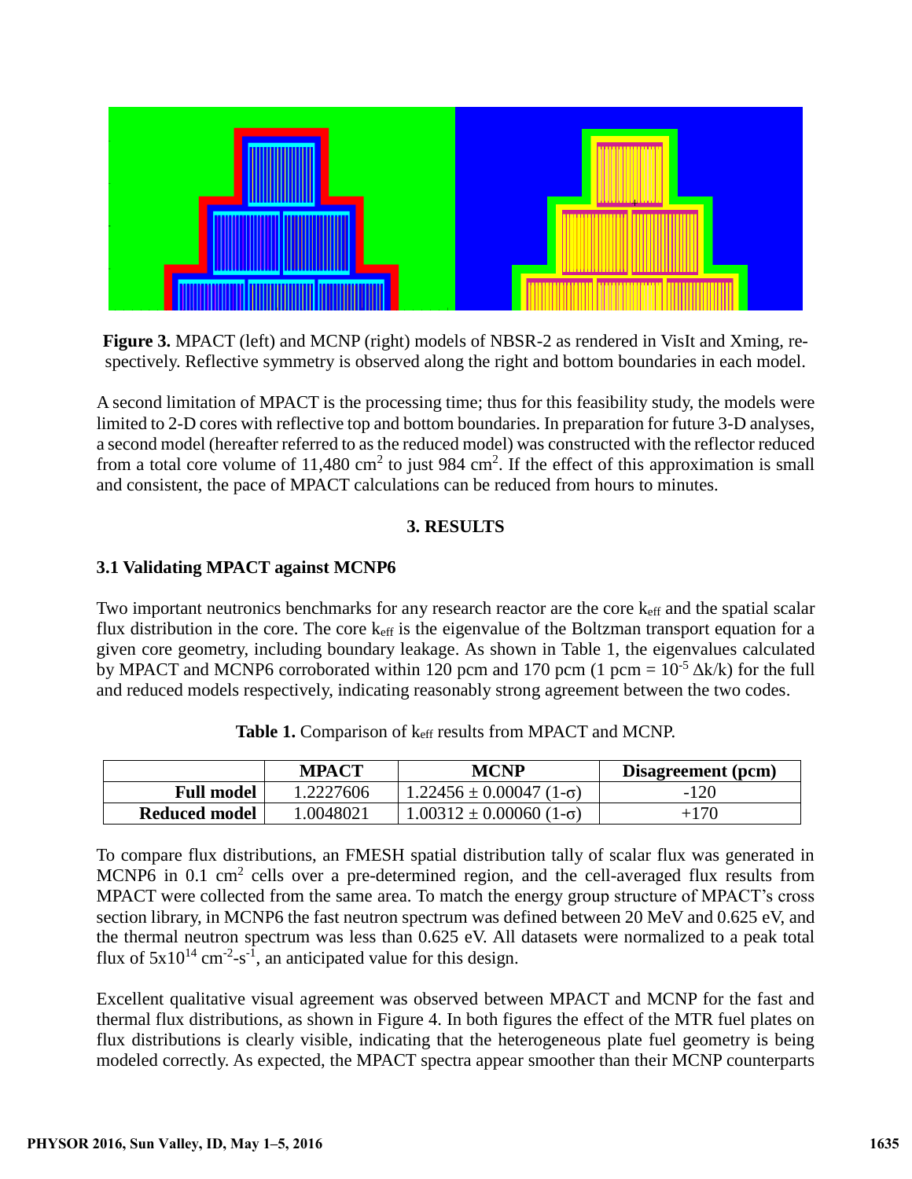**Figure 3.** MPACT (left) and MCNP (right) models of NBSR-2 as rendered in VisIt and Xming, respectively. Reflective symmetry is observed along the right and bottom boundaries in each model.

A second limitation of MPACT is the processing time; thus for this feasibility study, the models were limited to 2-D cores with reflective top and bottom boundaries. In preparation for future 3-D analyses, a second model (hereafter referred to as the reduced model) was constructed with the reflector reduced from a total core volume of 11,480 $cm^2$ to just 984 $cm^2$. If the effect of this approximation is small and consistent, the pace of MPACT calculations can be reduced from hours to minutes.

## 3. RESULTS

### 3.1 Validating MPACT against MCNP6

Two important neutronics benchmarks for any research reactor are the core $k_{eff}$ and the spatial scalar flux distribution in the core. The core $k_{eff}$ is the eigenvalue of the Boltzman transport equation for a given core geometry, including boundary leakage. As shown in Table 1, the eigenvalues calculated by MPACT and MCNP6 corroborated within 120 pcm and 170 pcm (1 pcm = $10^{-5}$ $\Delta k/k$) for the full and reduced models respectively, indicating reasonably strong agreement between the two codes.

**Table 1.** Comparison of $k_{eff}$ results from MPACT and MCNP.

| | MPACT | MCNP | Disagreement (pcm) |
|---|---|---|---|
| **Full model** | 1.2227606 | 1.22456 ± 0.00047 (1-σ) | -120 |
| **Reduced model** | 1.0048021 | 1.00312 ± 0.00060 (1-σ) | +170 |

To compare flux distributions, an FMESH spatial distribution tally of scalar flux was generated in MCNP6 in 0.1 $cm^2$ cells over a pre-determined region, and the cell-averaged flux results from MPACT were collected from the same area. To match the energy group structure of MPACT's cross section library, in MCNP6 the fast neutron spectrum was defined between 20 MeV and 0.625 eV, and the thermal neutron spectrum was less than 0.625 eV. All datasets were normalized to a peak total flux of $5x10^{14}$ $cm^{-2}$-$s^{-1}$, an anticipated value for this design.

Excellent qualitative visual agreement was observed between MPACT and MCNP for the fast and thermal flux distributions, as shown in Figure 4. In both figures the effect of the MTR fuel plates on flux distributions is clearly visible, indicating that the heterogeneous plate fuel geometry is being modeled correctly. As expected, the MPACT spectra appear smoother than their MCNP counterparts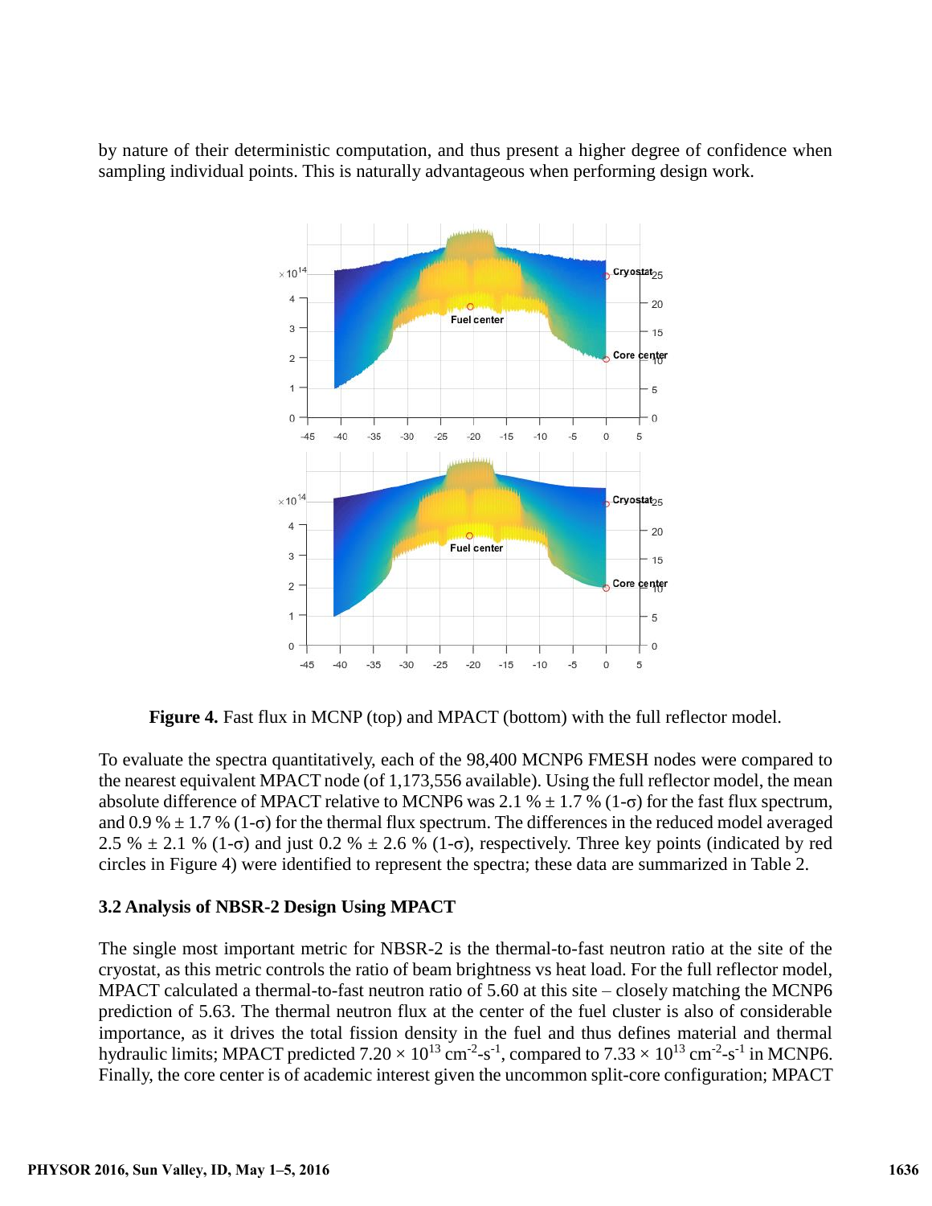by nature of their deterministic computation, and thus present a higher degree of confidence when sampling individual points. This is naturally advantageous when performing design work.

**Figure 4.** Fast flux in MCNP (top) and MPACT (bottom) with the full reflector model.

To evaluate the spectra quantitatively, each of the 98,400 MCNP6 FMESH nodes were compared to the nearest equivalent MPACT node (of 1,173,556 available). Using the full reflector model, the mean absolute difference of MPACT relative to MCNP6 was 2.1 % ± 1.7 % (1-σ) for the fast flux spectrum, and 0.9 % ± 1.7 % (1-σ) for the thermal flux spectrum. The differences in the reduced model averaged 2.5 % ± 2.1 % (1-σ) and just 0.2 % ± 2.6 % (1-σ), respectively. Three key points (indicated by red circles in Figure 4) were identified to represent the spectra; these data are summarized in Table 2.

### 3.2 Analysis of NBSR-2 Design Using MPACT

The single most important metric for NBSR-2 is the thermal-to-fast neutron ratio at the site of the cryostat, as this metric controls the ratio of beam brightness vs heat load. For the full reflector model, MPACT calculated a thermal-to-fast neutron ratio of 5.60 at this site – closely matching the MCNP6 prediction of 5.63. The thermal neutron flux at the center of the fuel cluster is also of considerable importance, as it drives the total fission density in the fuel and thus defines material and thermal hydraulic limits; MPACT predicted $7.20 \times 10^{13}$ cm$^{-2}$-s$^{-1}$, compared to $7.33 \times 10^{13}$ cm$^{-2}$-s$^{-1}$ in MCNP6. Finally, the core center is of academic interest given the uncommon split-core configuration; MPACT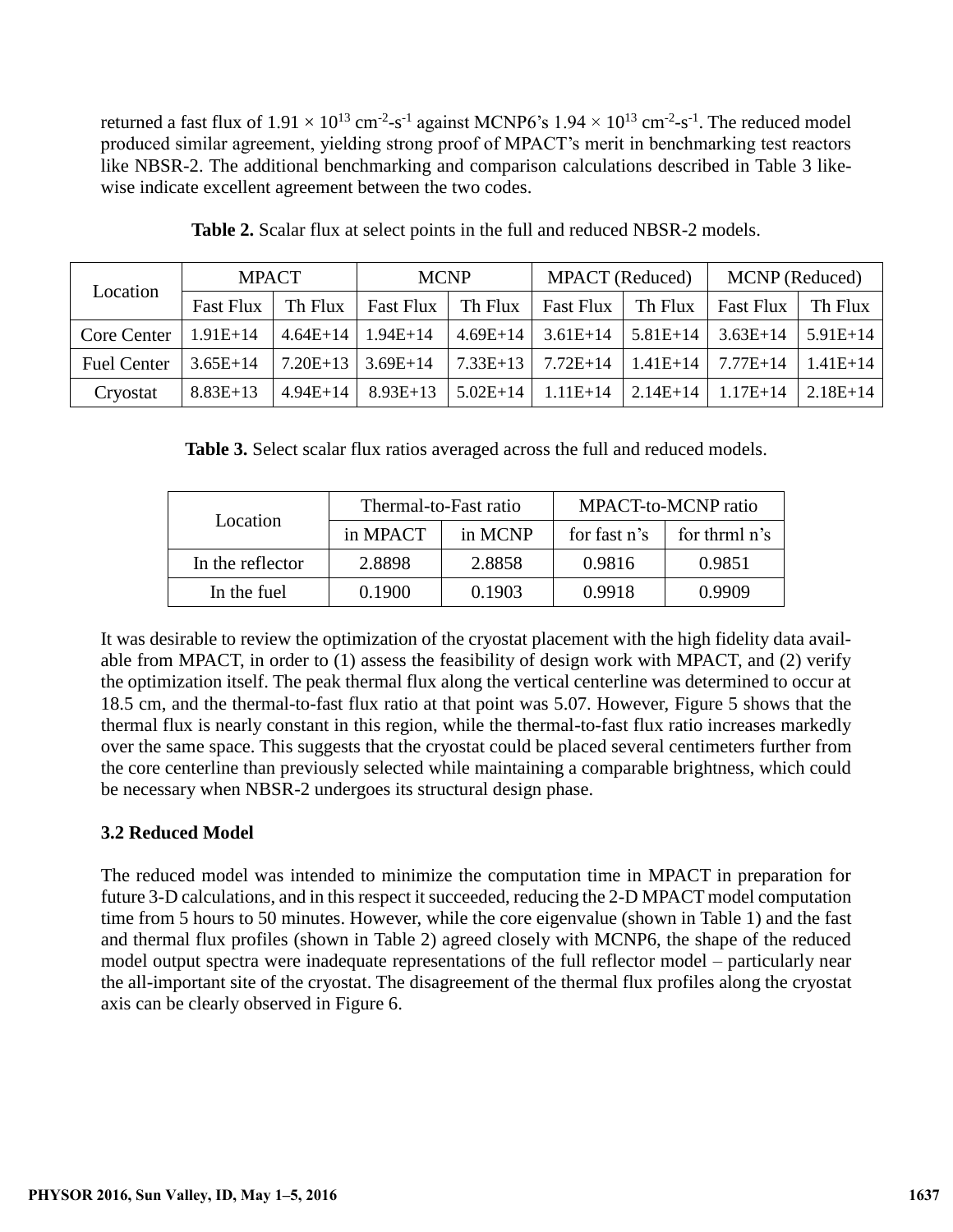returned a fast flux of $1.91 \times 10^{13}$ cm$^{-2}$-s$^{-1}$ against MCNP6's $1.94 \times 10^{13}$ cm$^{-2}$-s$^{-1}$. The reduced model produced similar agreement, yielding strong proof of MPACT's merit in benchmarking test reactors like NBSR-2. The additional benchmarking and comparison calculations described in Table 3 likewise indicate excellent agreement between the two codes.

**Table 2.** Scalar flux at select points in the full and reduced NBSR-2 models.

| Location | MPACT | | MCNP | | MPACT (Reduced) | | MCNP (Reduced) | |
|---|---|---|---|---|---|---|---|---|
| | Fast Flux | Th Flux | Fast Flux | Th Flux | Fast Flux | Th Flux | Fast Flux | Th Flux |
| Core Center | 1.91E+14 | 4.64E+14 | 1.94E+14 | 4.69E+14 | 3.61E+14 | 5.81E+14 | 3.63E+14 | 5.91E+14 |
| Fuel Center | 3.65E+14 | 7.20E+13 | 3.69E+14 | 7.33E+13 | 7.72E+14 | 1.41E+14 | 7.77E+14 | 1.41E+14 |
| Cryostat | 8.83E+13 | 4.94E+14 | 8.93E+13 | 5.02E+14 | 1.11E+14 | 2.14E+14 | 1.17E+14 | 2.18E+14 |

**Table 3.** Select scalar flux ratios averaged across the full and reduced models.

| Location | Thermal-to-Fast ratio | | MPACT-to-MCNP ratio | |
|---|---|---|---|---|
| | in MPACT | in MCNP | for fast n's | for thrml n's |
| In the reflector | 2.8898 | 2.8858 | 0.9816 | 0.9851 |
| In the fuel | 0.1900 | 0.1903 | 0.9918 | 0.9909 |

It was desirable to review the optimization of the cryostat placement with the high fidelity data available from MPACT, in order to (1) assess the feasibility of design work with MPACT, and (2) verify the optimization itself. The peak thermal flux along the vertical centerline was determined to occur at 18.5 cm, and the thermal-to-fast flux ratio at that point was 5.07. However, Figure 5 shows that the thermal flux is nearly constant in this region, while the thermal-to-fast flux ratio increases markedly over the same space. This suggests that the cryostat could be placed several centimeters further from the core centerline than previously selected while maintaining a comparable brightness, which could be necessary when NBSR-2 undergoes its structural design phase.

### 3.2 Reduced Model

The reduced model was intended to minimize the computation time in MPACT in preparation for future 3-D calculations, and in this respect it succeeded, reducing the 2-D MPACT model computation time from 5 hours to 50 minutes. However, while the core eigenvalue (shown in Table 1) and the fast and thermal flux profiles (shown in Table 2) agreed closely with MCNP6, the shape of the reduced model output spectra were inadequate representations of the full reflector model – particularly near the all-important site of the cryostat. The disagreement of the thermal flux profiles along the cryostat axis can be clearly observed in Figure 6.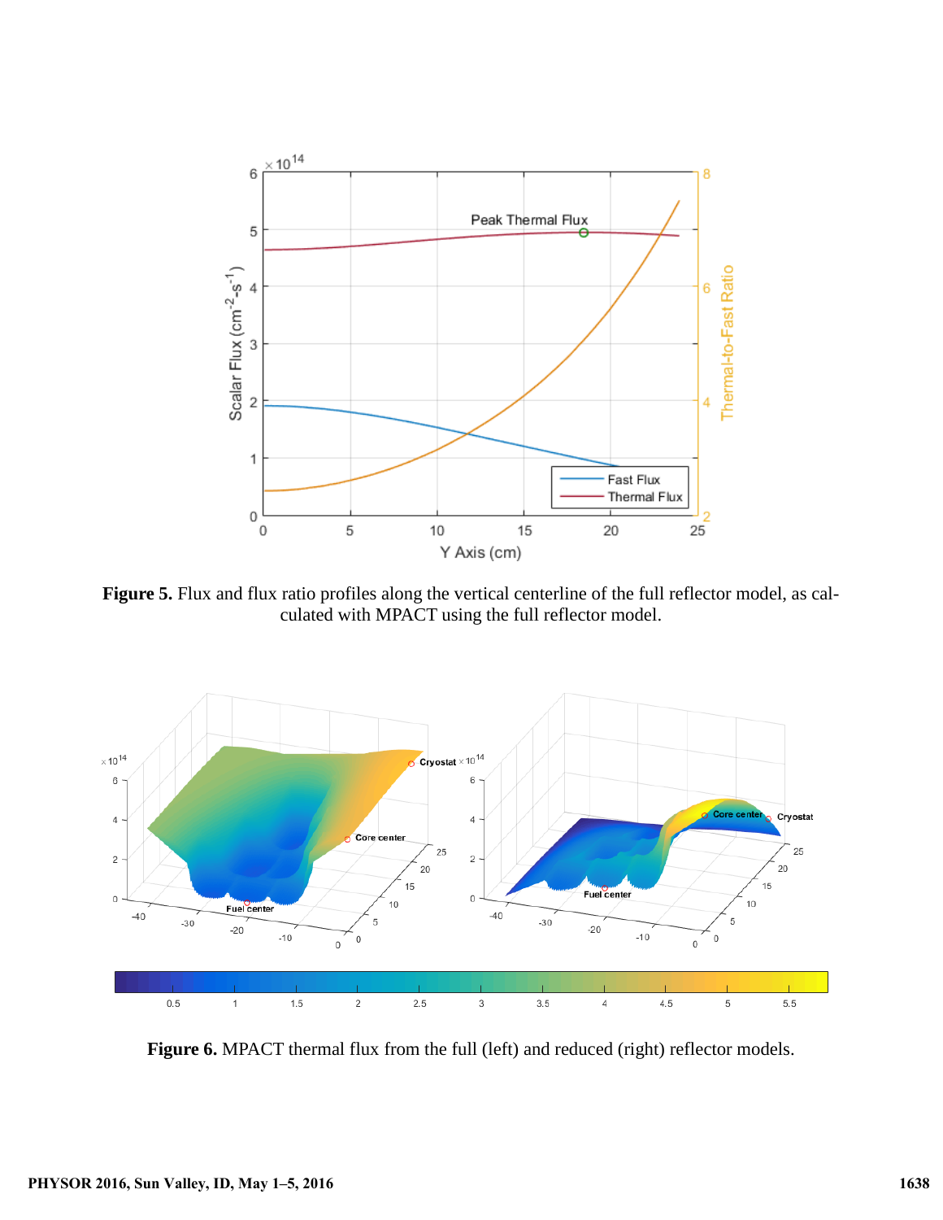**Figure 5.** Flux and flux ratio profiles along the vertical centerline of the full reflector model, as calculated with MPACT using the full reflector model.

**Figure 6.** MPACT thermal flux from the full (left) and reduced (right) reflector models.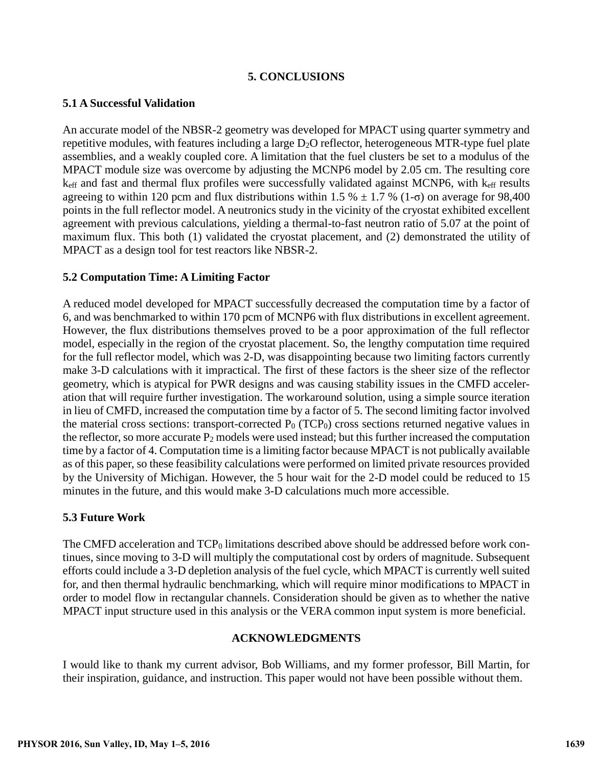## 5. CONCLUSIONS

### 5.1 A Successful Validation

An accurate model of the NBSR-2 geometry was developed for MPACT using quarter symmetry and repetitive modules, with features including a large $D_2O$ reflector, heterogeneous MTR-type fuel plate assemblies, and a weakly coupled core. A limitation that the fuel clusters be set to a modulus of the MPACT module size was overcome by adjusting the MCNP6 model by 2.05 cm. The resulting core $k_{eff}$ and fast and thermal flux profiles were successfully validated against MCNP6, with $k_{eff}$ results agreeing to within 120 pcm and flux distributions within 1.5 % ± 1.7 % (1-σ) on average for 98,400 points in the full reflector model. A neutronics study in the vicinity of the cryostat exhibited excellent agreement with previous calculations, yielding a thermal-to-fast neutron ratio of 5.07 at the point of maximum flux. This both (1) validated the cryostat placement, and (2) demonstrated the utility of MPACT as a design tool for test reactors like NBSR-2.

### 5.2 Computation Time: A Limiting Factor

A reduced model developed for MPACT successfully decreased the computation time by a factor of 6, and was benchmarked to within 170 pcm of MCNP6 with flux distributions in excellent agreement. However, the flux distributions themselves proved to be a poor approximation of the full reflector model, especially in the region of the cryostat placement. So, the lengthy computation time required for the full reflector model, which was 2-D, was disappointing because two limiting factors currently make 3-D calculations with it impractical. The first of these factors is the sheer size of the reflector geometry, which is atypical for PWR designs and was causing stability issues in the CMFD acceleration that will require further investigation. The workaround solution, using a simple source iteration in lieu of CMFD, increased the computation time by a factor of 5. The second limiting factor involved the material cross sections: transport-corrected $P_0$ ($TCP_0$) cross sections returned negative values in the reflector, so more accurate $P_2$ models were used instead; but this further increased the computation time by a factor of 4. Computation time is a limiting factor because MPACT is not publically available as of this paper, so these feasibility calculations were performed on limited private resources provided by the University of Michigan. However, the 5 hour wait for the 2-D model could be reduced to 15 minutes in the future, and this would make 3-D calculations much more accessible.

### 5.3 Future Work

The CMFD acceleration and $TCP_0$ limitations described above should be addressed before work continues, since moving to 3-D will multiply the computational cost by orders of magnitude. Subsequent efforts could include a 3-D depletion analysis of the fuel cycle, which MPACT is currently well suited for, and then thermal hydraulic benchmarking, which will require minor modifications to MPACT in order to model flow in rectangular channels. Consideration should be given as to whether the native MPACT input structure used in this analysis or the VERA common input system is more beneficial.

## ACKNOWLEDGMENTS

I would like to thank my current advisor, Bob Williams, and my former professor, Bill Martin, for their inspiration, guidance, and instruction. This paper would not have been possible without them.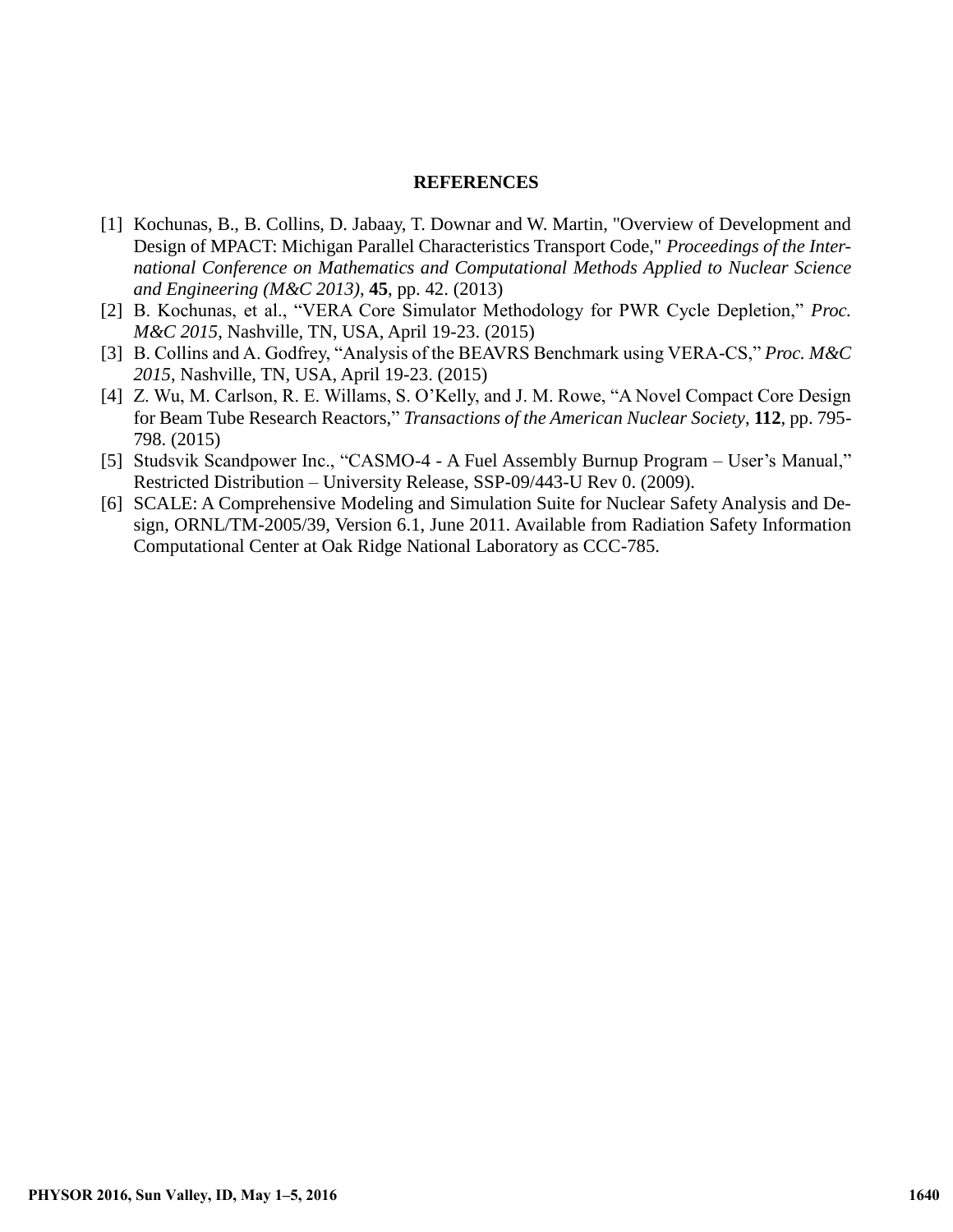## REFERENCES

[1] Kochunas, B., B. Collins, D. Jabaay, T. Downar and W. Martin, "Overview of Development and Design of MPACT: Michigan Parallel Characteristics Transport Code," *Proceedings of the International Conference on Mathematics and Computational Methods Applied to Nuclear Science and Engineering (M&C 2013)*, **45**, pp. 42. (2013)

[2] B. Kochunas, et al., "VERA Core Simulator Methodology for PWR Cycle Depletion," *Proc. M&C 2015*, Nashville, TN, USA, April 19-23. (2015)

[3] B. Collins and A. Godfrey, "Analysis of the BEAVRS Benchmark using VERA-CS," *Proc. M&C 2015*, Nashville, TN, USA, April 19-23. (2015)

[4] Z. Wu, M. Carlson, R. E. Willams, S. O'Kelly, and J. M. Rowe, "A Novel Compact Core Design for Beam Tube Research Reactors," *Transactions of the American Nuclear Society*, **112**, pp. 795-798. (2015)

[5] Studsvik Scandpower Inc., "CASMO-4 - A Fuel Assembly Burnup Program – User's Manual," Restricted Distribution – University Release, SSP-09/443-U Rev 0. (2009).

[6] SCALE: A Comprehensive Modeling and Simulation Suite for Nuclear Safety Analysis and Design, ORNL/TM-2005/39, Version 6.1, June 2011. Available from Radiation Safety Information Computational Center at Oak Ridge National Laboratory as CCC-785.